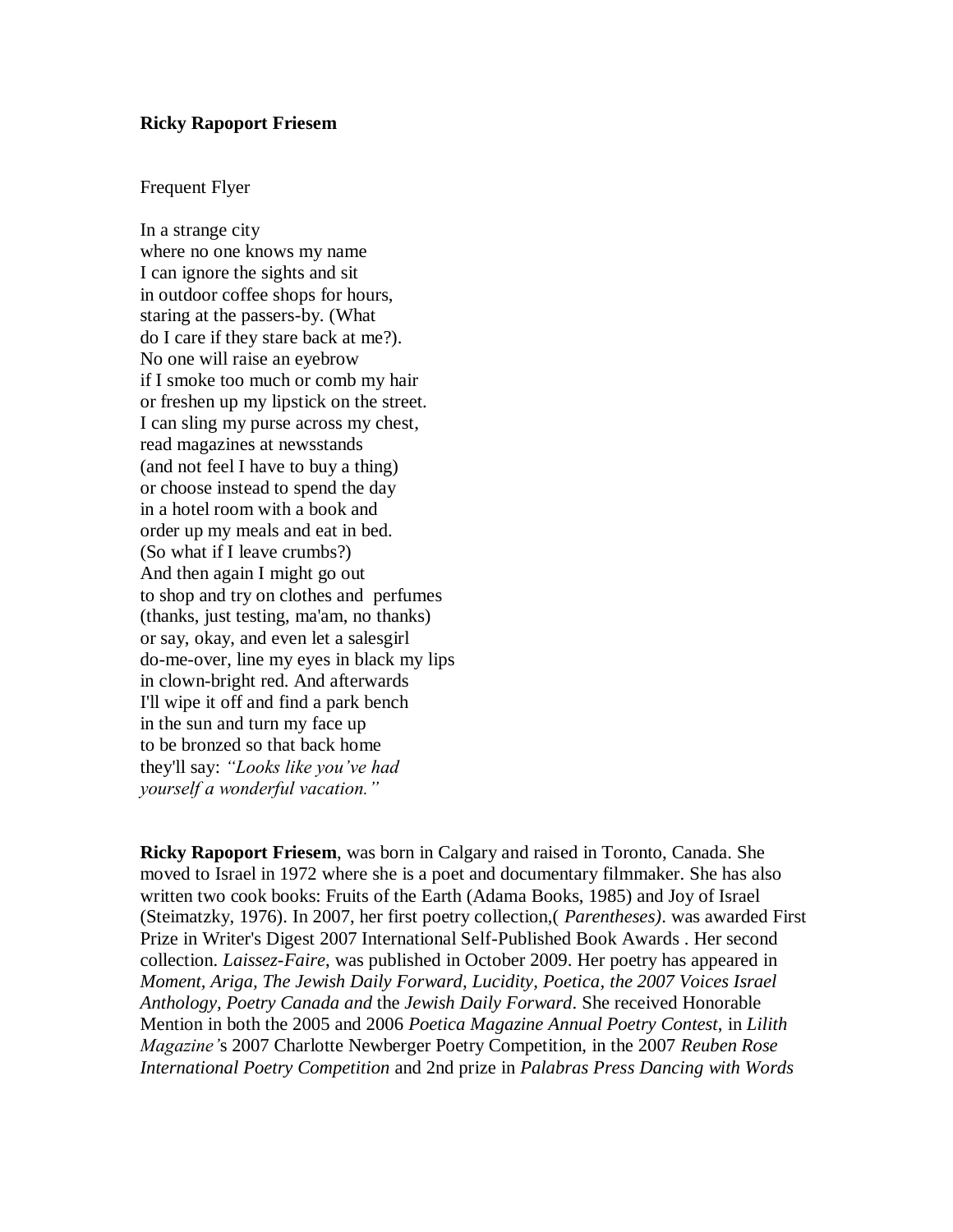**Ricky Rapoport Friesem**

Frequent Flyer

In a strange city  
where no one knows my name  
I can ignore the sights and sit  
in outdoor coffee shops for hours,  
staring at the passers-by. (What  
do I care if they stare back at me?).  
No one will raise an eyebrow  
if I smoke too much or comb my hair  
or freshen up my lipstick on the street.  
I can sling my purse across my chest,  
read magazines at newsstands  
(and not feel I have to buy a thing)  
or choose instead to spend the day  
in a hotel room with a book and  
order up my meals and eat in bed.  
(So what if I leave crumbs?)  
And then again I might go out  
to shop and try on clothes and perfumes  
(thanks, just testing, ma'am, no thanks)  
or say, okay, and even let a salesgirl  
do-me-over, line my eyes in black my lips  
in clown-bright red. And afterwards  
I'll wipe it off and find a park bench  
in the sun and turn my face up  
to be bronzed so that back home  
they'll say: *"Looks like you've had*  
*yourself a wonderful vacation."*

**Ricky Rapoport Friesem**, was born in Calgary and raised in Toronto, Canada. She moved to Israel in 1972 where she is a poet and documentary filmmaker. She has also written two cook books: Fruits of the Earth (Adama Books, 1985) and Joy of Israel (Steimatzky, 1976). In 2007, her first poetry collection,( *Parentheses)*. was awarded First Prize in Writer's Digest 2007 International Self-Published Book Awards . Her second collection. *Laissez-Faire*, was published in October 2009. Her poetry has appeared in *Moment, Ariga, The Jewish Daily Forward, Lucidity, Poetica, the 2007 Voices Israel Anthology, Poetry Canada and* the *Jewish Daily Forward*. She received Honorable Mention in both the 2005 and 2006 *Poetica Magazine Annual Poetry Contest*, in *Lilith Magazine'*s 2007 Charlotte Newberger Poetry Competition, in the 2007 *Reuben Rose International Poetry Competition* and 2nd prize in *Palabras Press Dancing with Words*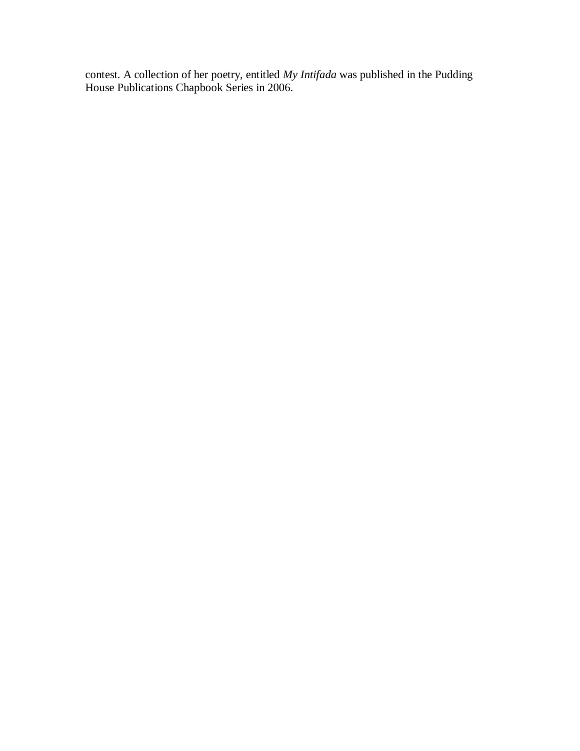contest. A collection of her poetry, entitled *My Intifada* was published in the Pudding House Publications Chapbook Series in 2006.